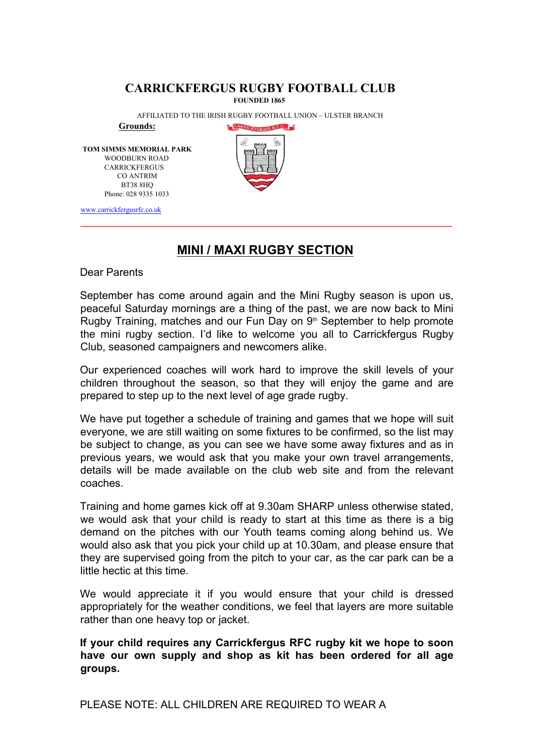# CARRICKFERGUS RUGBY FOOTBALL CLUB

**FOUNDED 1865**

AFFILIATED TO THE IRISH RUGBY FOOTBALL UNION – ULSTER BRANCH

**Grounds:**

**TOM SIMMS MEMORIAL PARK**
WOODBURN ROAD
CARRICKFERGUS
CO ANTRIM
BT38 8HQ
Phone: 028 9335 1033

www.carrickfergusrfc.co.uk

---

## MINI / MAXI RUGBY SECTION

Dear Parents

September has come around again and the Mini Rugby season is upon us, peaceful Saturday mornings are a thing of the past, we are now back to Mini Rugby Training, matches and our Fun Day on 9th September to help promote the mini rugby section. I'd like to welcome you all to Carrickfergus Rugby Club, seasoned campaigners and newcomers alike.

Our experienced coaches will work hard to improve the skill levels of your children throughout the season, so that they will enjoy the game and are prepared to step up to the next level of age grade rugby.

We have put together a schedule of training and games that we hope will suit everyone, we are still waiting on some fixtures to be confirmed, so the list may be subject to change, as you can see we have some away fixtures and as in previous years, we would ask that you make your own travel arrangements, details will be made available on the club web site and from the relevant coaches.

Training and home games kick off at 9.30am SHARP unless otherwise stated, we would ask that your child is ready to start at this time as there is a big demand on the pitches with our Youth teams coming along behind us. We would also ask that you pick your child up at 10.30am, and please ensure that they are supervised going from the pitch to your car, as the car park can be a little hectic at this time.

We would appreciate it if you would ensure that your child is dressed appropriately for the weather conditions, we feel that layers are more suitable rather than one heavy top or jacket.

**If your child requires any Carrickfergus RFC rugby kit we hope to soon have our own supply and shop as kit has been ordered for all age groups.**

PLEASE NOTE: ALL CHILDREN ARE REQUIRED TO WEAR A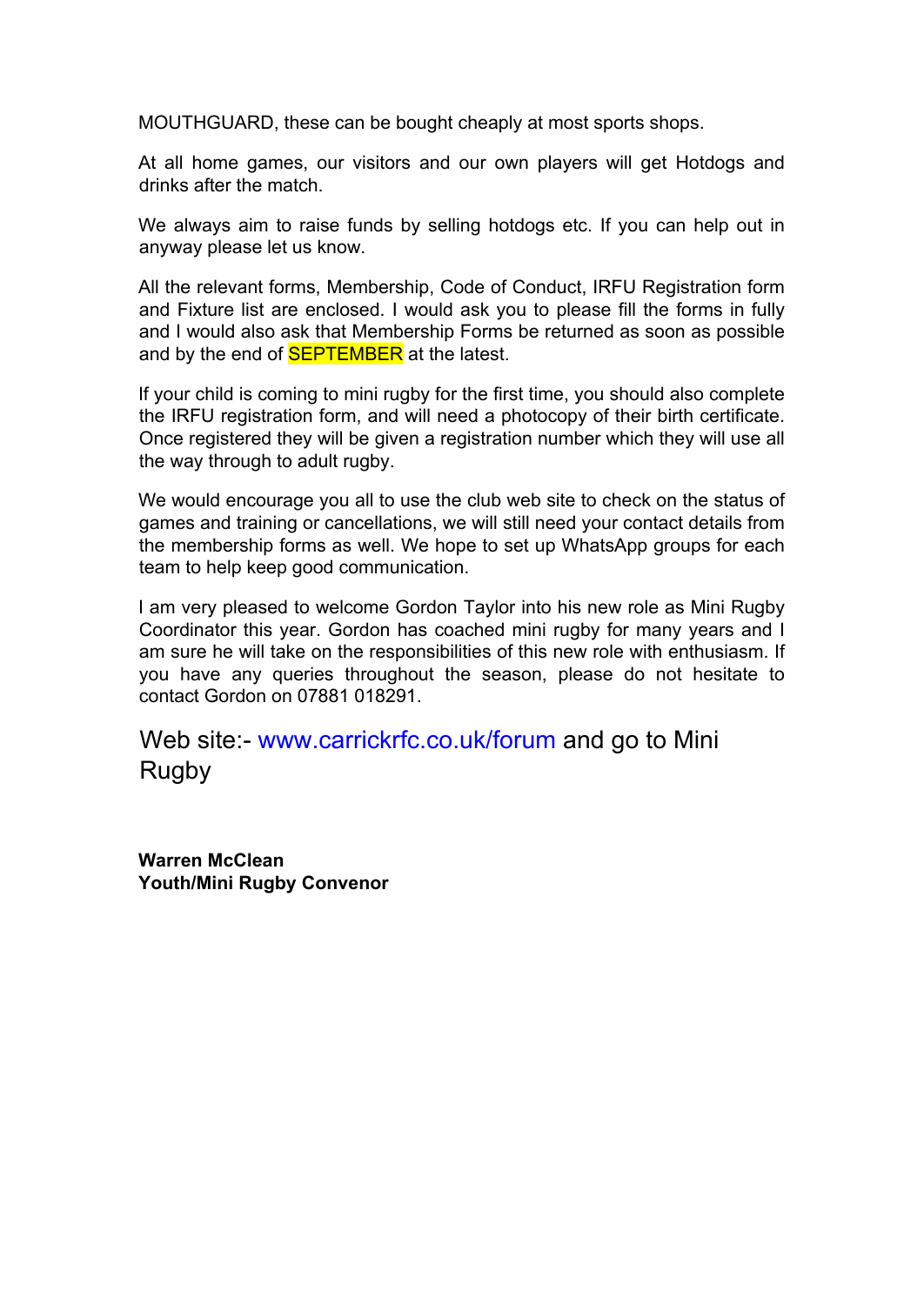MOUTHGUARD, these can be bought cheaply at most sports shops.

At all home games, our visitors and our own players will get Hotdogs and drinks after the match.

We always aim to raise funds by selling hotdogs etc. If you can help out in anyway please let us know.

All the relevant forms, Membership, Code of Conduct, IRFU Registration form and Fixture list are enclosed. I would ask you to please fill the forms in fully and I would also ask that Membership Forms be returned as soon as possible and by the end of SEPTEMBER at the latest.

If your child is coming to mini rugby for the first time, you should also complete the IRFU registration form, and will need a photocopy of their birth certificate. Once registered they will be given a registration number which they will use all the way through to adult rugby.

We would encourage you all to use the club web site to check on the status of games and training or cancellations, we will still need your contact details from the membership forms as well. We hope to set up WhatsApp groups for each team to help keep good communication.

I am very pleased to welcome Gordon Taylor into his new role as Mini Rugby Coordinator this year. Gordon has coached mini rugby for many years and I am sure he will take on the responsibilities of this new role with enthusiasm. If you have any queries throughout the season, please do not hesitate to contact Gordon on 07881 018291.

Web site:- www.carrickrfc.co.uk/forum and go to Mini Rugby

**Warren McClean**
**Youth/Mini Rugby Convenor**